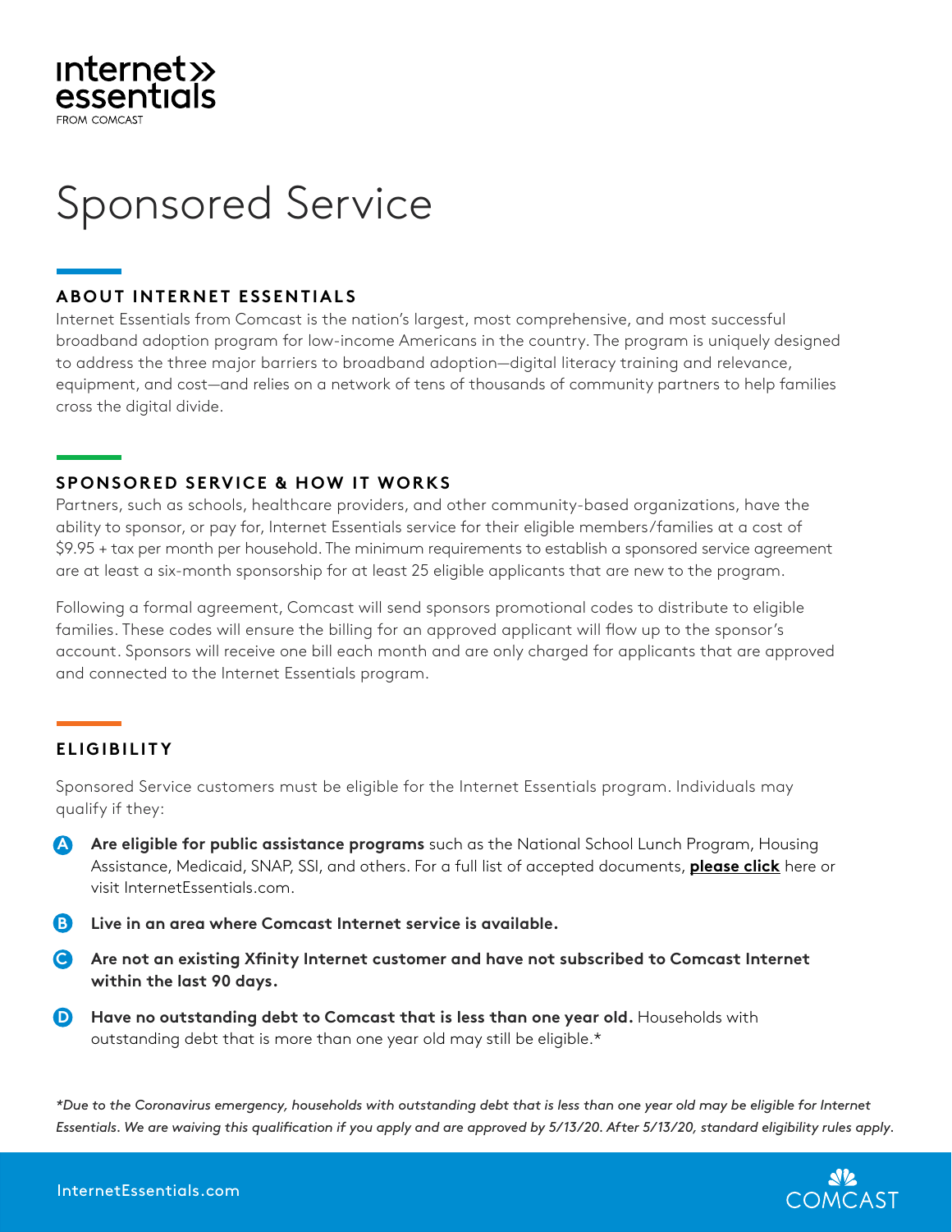internet» essentials
FROM COMCAST

# Sponsored Service

## ABOUT INTERNET ESSENTIALS

Internet Essentials from Comcast is the nation's largest, most comprehensive, and most successful broadband adoption program for low-income Americans in the country. The program is uniquely designed to address the three major barriers to broadband adoption—digital literacy training and relevance, equipment, and cost—and relies on a network of tens of thousands of community partners to help families cross the digital divide.

## SPONSORED SERVICE & HOW IT WORKS

Partners, such as schools, healthcare providers, and other community-based organizations, have the ability to sponsor, or pay for, Internet Essentials service for their eligible members/families at a cost of $9.95 + tax per month per household. The minimum requirements to establish a sponsored service agreement are at least a six-month sponsorship for at least 25 eligible applicants that are new to the program.

Following a formal agreement, Comcast will send sponsors promotional codes to distribute to eligible families. These codes will ensure the billing for an approved applicant will flow up to the sponsor's account. Sponsors will receive one bill each month and are only charged for applicants that are approved and connected to the Internet Essentials program.

## ELIGIBILITY

Sponsored Service customers must be eligible for the Internet Essentials program. Individuals may qualify if they:

- **A** **Are eligible for public assistance programs** such as the National School Lunch Program, Housing Assistance, Medicaid, SNAP, SSI, and others. For a full list of accepted documents, **please click** here or visit InternetEssentials.com.
- **B** **Live in an area where Comcast Internet service is available.**
- **C** **Are not an existing Xfinity Internet customer and have not subscribed to Comcast Internet within the last 90 days.**
- **D** **Have no outstanding debt to Comcast that is less than one year old.** Households with outstanding debt that is more than one year old may still be eligible.*

*\*Due to the Coronavirus emergency, households with outstanding debt that is less than one year old may be eligible for Internet Essentials. We are waiving this qualification if you apply and are approved by 5/13/20. After 5/13/20, standard eligibility rules apply.*

InternetEssentials.com

COMCAST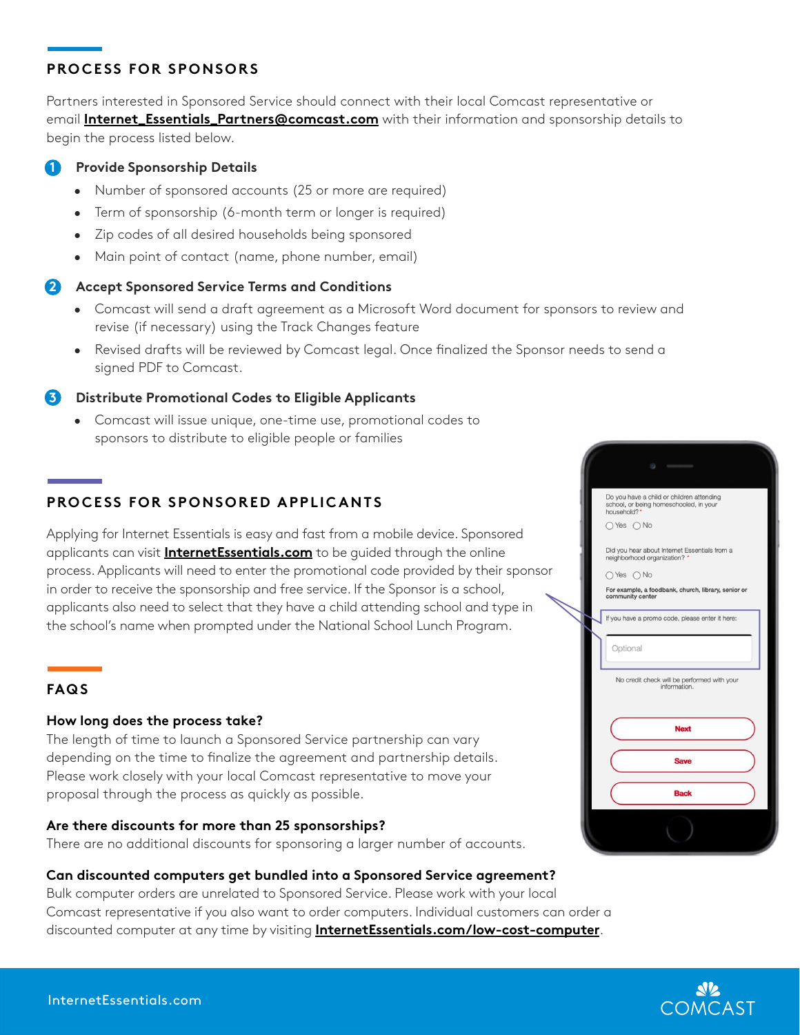## PROCESS FOR SPONSORS

Partners interested in Sponsored Service should connect with their local Comcast representative or email **Internet_Essentials_Partners@comcast.com** with their information and sponsorship details to begin the process listed below.

### 1 Provide Sponsorship Details

- Number of sponsored accounts (25 or more are required)
- Term of sponsorship (6-month term or longer is required)
- Zip codes of all desired households being sponsored
- Main point of contact (name, phone number, email)

### 2 Accept Sponsored Service Terms and Conditions

- Comcast will send a draft agreement as a Microsoft Word document for sponsors to review and revise (if necessary) using the Track Changes feature
- Revised drafts will be reviewed by Comcast legal. Once finalized the Sponsor needs to send a signed PDF to Comcast.

### 3 Distribute Promotional Codes to Eligible Applicants

- Comcast will issue unique, one-time use, promotional codes to sponsors to distribute to eligible people or families

## PROCESS FOR SPONSORED APPLICANTS

Applying for Internet Essentials is easy and fast from a mobile device. Sponsored applicants can visit **InternetEssentials.com** to be guided through the online process. Applicants will need to enter the promotional code provided by their sponsor in order to receive the sponsorship and free service. If the Sponsor is a school, applicants also need to select that they have a child attending school and type in the school's name when prompted under the National School Lunch Program.

Do you have a child or children attending school, or being homeschooled, in your household? *

Yes No

Did you hear about Internet Essentials from a neighborhood organization? *

Yes No

For example, a foodbank, church, library, senior or community center

If you have a promo code, please enter it here:

Optional

No credit check will be performed with your information.

Next

Save

Back

## FAQS

**How long does the process take?**
The length of time to launch a Sponsored Service partnership can vary depending on the time to finalize the agreement and partnership details. Please work closely with your local Comcast representative to move your proposal through the process as quickly as possible.

**Are there discounts for more than 25 sponsorships?**
There are no additional discounts for sponsoring a larger number of accounts.

**Can discounted computers get bundled into a Sponsored Service agreement?**
Bulk computer orders are unrelated to Sponsored Service. Please work with your local Comcast representative if you also want to order computers. Individual customers can order a discounted computer at any time by visiting **InternetEssentials.com/low-cost-computer**.

InternetEssentials.com

COMCAST